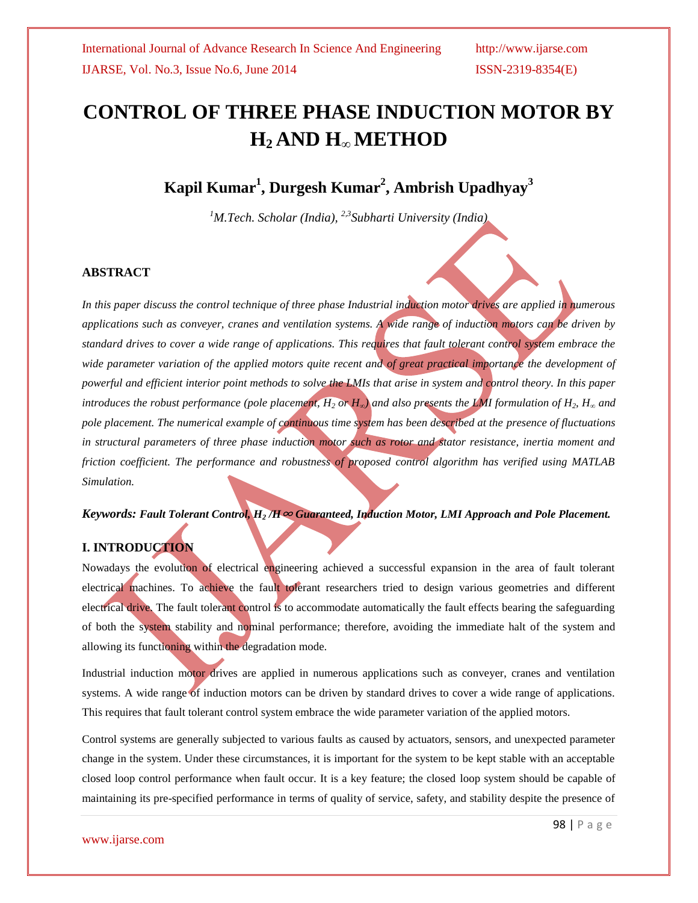# CONTROL OF THREE PHASE INDUCTION MOTOR BY $H_2$ AND $H_\infty$ METHOD

## Kapil Kumar[1], Durgesh Kumar[2], Ambrish Upadhyay[3]

*[1]M.Tech. Scholar (India), [2,3]Subharti University (India)*

### ABSTRACT

*In this paper discuss the control technique of three phase Industrial induction motor drives are applied in numerous applications such as conveyer, cranes and ventilation systems. A wide range of induction motors can be driven by standard drives to cover a wide range of applications. This requires that fault tolerant control system embrace the wide parameter variation of the applied motors quite recent and of great practical importance the development of powerful and efficient interior point methods to solve the LMIs that arise in system and control theory. In this paper introduces the robust performance (pole placement, $H_2$ or $H_\infty$) and also presents the LMI formulation of $H_2$, $H_\infty$ and pole placement. The numerical example of continuous time system has been described at the presence of fluctuations in structural parameters of three phase induction motor such as rotor and stator resistance, inertia moment and friction coefficient. The performance and robustness of proposed control algorithm has verified using MATLAB Simulation.*

***Keywords: Fault Tolerant Control, $H_2$ /$H\infty$ Guaranteed, Induction Motor, LMI Approach and Pole Placement.***

### I. INTRODUCTION

Nowadays the evolution of electrical engineering achieved a successful expansion in the area of fault tolerant electrical machines. To achieve the fault tolerant researchers tried to design various geometries and different electrical drive. The fault tolerant control is to accommodate automatically the fault effects bearing the safeguarding of both the system stability and nominal performance; therefore, avoiding the immediate halt of the system and allowing its functioning within the degradation mode.

Industrial induction motor drives are applied in numerous applications such as conveyer, cranes and ventilation systems. A wide range of induction motors can be driven by standard drives to cover a wide range of applications. This requires that fault tolerant control system embrace the wide parameter variation of the applied motors.

Control systems are generally subjected to various faults as caused by actuators, sensors, and unexpected parameter change in the system. Under these circumstances, it is important for the system to be kept stable with an acceptable closed loop control performance when fault occur. It is a key feature; the closed loop system should be capable of maintaining its pre-specified performance in terms of quality of service, safety, and stability despite the presence of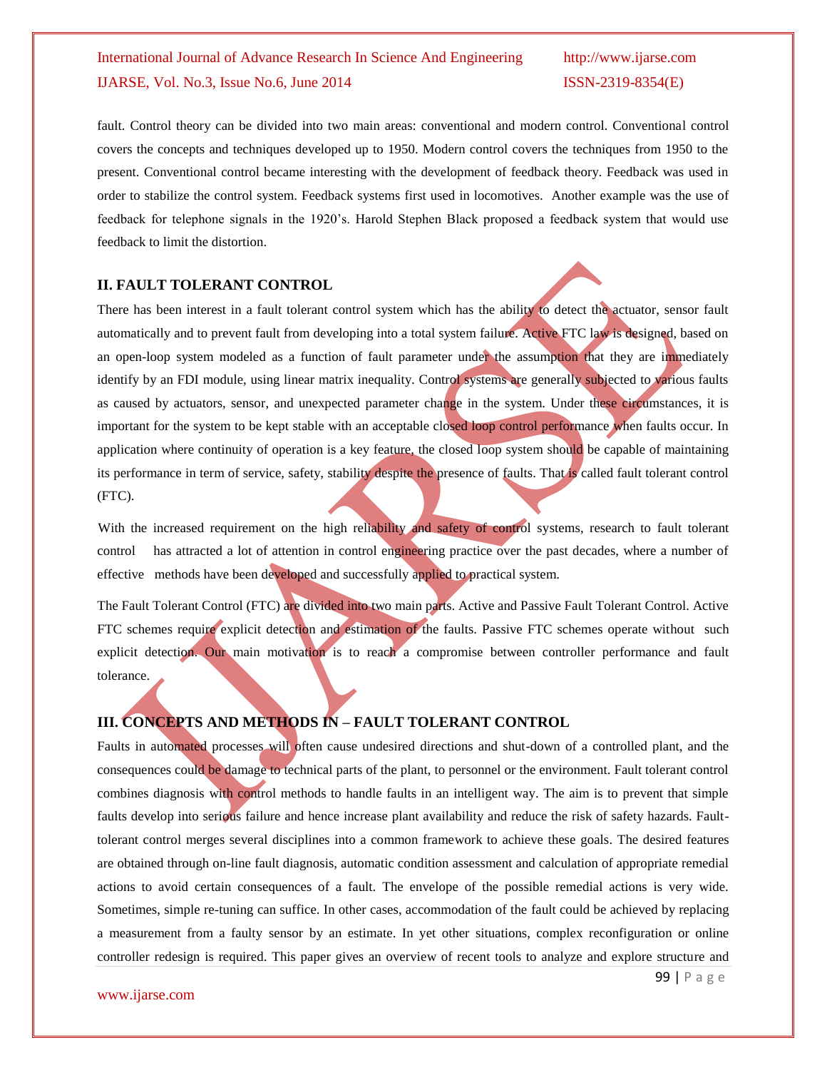fault. Control theory can be divided into two main areas: conventional and modern control. Conventional control covers the concepts and techniques developed up to 1950. Modern control covers the techniques from 1950 to the present. Conventional control became interesting with the development of feedback theory. Feedback was used in order to stabilize the control system. Feedback systems first used in locomotives. Another example was the use of feedback for telephone signals in the 1920's. Harold Stephen Black proposed a feedback system that would use feedback to limit the distortion.

## II. FAULT TOLERANT CONTROL

There has been interest in a fault tolerant control system which has the ability to detect the actuator, sensor fault automatically and to prevent fault from developing into a total system failure. Active FTC law is designed, based on an open-loop system modeled as a function of fault parameter under the assumption that they are immediately identify by an FDI module, using linear matrix inequality. Control systems are generally subjected to various faults as caused by actuators, sensor, and unexpected parameter change in the system. Under these circumstances, it is important for the system to be kept stable with an acceptable closed loop control performance when faults occur. In application where continuity of operation is a key feature, the closed loop system should be capable of maintaining its performance in term of service, safety, stability despite the presence of faults. That is called fault tolerant control (FTC).

With the increased requirement on the high reliability and safety of control systems, research to fault tolerant control has attracted a lot of attention in control engineering practice over the past decades, where a number of effective methods have been developed and successfully applied to practical system.

The Fault Tolerant Control (FTC) are divided into two main parts. Active and Passive Fault Tolerant Control. Active FTC schemes require explicit detection and estimation of the faults. Passive FTC schemes operate without such explicit detection. Our main motivation is to reach a compromise between controller performance and fault tolerance.

## III. CONCEPTS AND METHODS IN – FAULT TOLERANT CONTROL

Faults in automated processes will often cause undesired directions and shut-down of a controlled plant, and the consequences could be damage to technical parts of the plant, to personnel or the environment. Fault tolerant control combines diagnosis with control methods to handle faults in an intelligent way. The aim is to prevent that simple faults develop into serious failure and hence increase plant availability and reduce the risk of safety hazards. Fault-tolerant control merges several disciplines into a common framework to achieve these goals. The desired features are obtained through on-line fault diagnosis, automatic condition assessment and calculation of appropriate remedial actions to avoid certain consequences of a fault. The envelope of the possible remedial actions is very wide. Sometimes, simple re-tuning can suffice. In other cases, accommodation of the fault could be achieved by replacing a measurement from a faulty sensor by an estimate. In yet other situations, complex reconfiguration or online controller redesign is required. This paper gives an overview of recent tools to analyze and explore structure and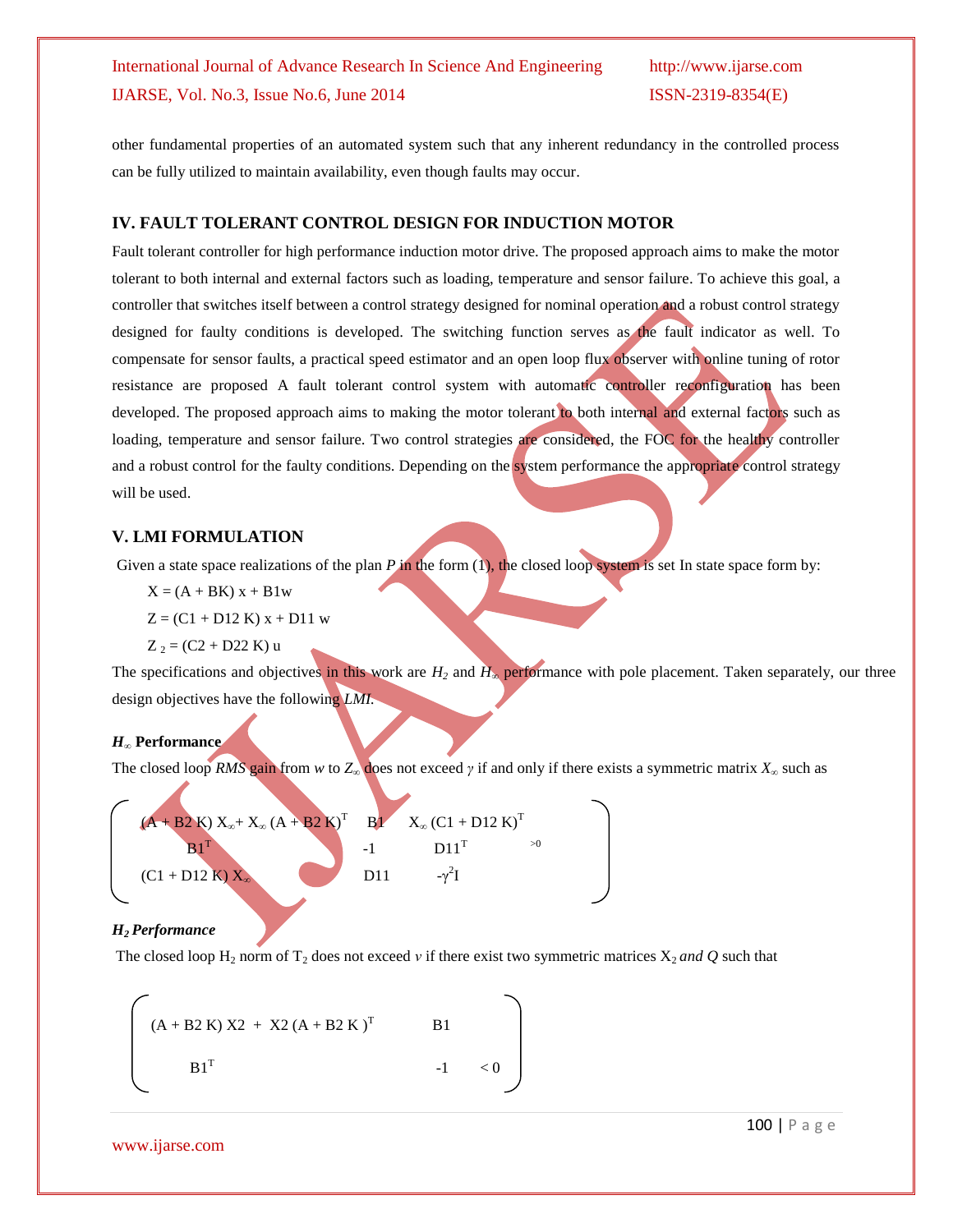other fundamental properties of an automated system such that any inherent redundancy in the controlled process can be fully utilized to maintain availability, even though faults may occur.

## IV. FAULT TOLERANT CONTROL DESIGN FOR INDUCTION MOTOR

Fault tolerant controller for high performance induction motor drive. The proposed approach aims to make the motor tolerant to both internal and external factors such as loading, temperature and sensor failure. To achieve this goal, a controller that switches itself between a control strategy designed for nominal operation and a robust control strategy designed for faulty conditions is developed. The switching function serves as the fault indicator as well. To compensate for sensor faults, a practical speed estimator and an open loop flux observer with online tuning of rotor resistance are proposed A fault tolerant control system with automatic controller reconfiguration has been developed. The proposed approach aims to making the motor tolerant to both internal and external factors such as loading, temperature and sensor failure. Two control strategies are considered, the FOC for the healthy controller and a robust control for the faulty conditions. Depending on the system performance the appropriate control strategy will be used.

## V. LMI FORMULATION

Given a state space realizations of the plan *P* in the form (1), the closed loop system is set In state space form by:

$$X = (A + BK)\, x + B1w$$

$$Z = (C1 + D12\, K)\, x + D11\, w$$

$$Z_2 = (C2 + D22\, K)\, u$$

The specifications and objectives in this work are $H_2$ and $H_\infty$ performance with pole placement. Taken separately, our three design objectives have the following *LMI.*

### $H_\infty$ Performance

The closed loop *RMS* gain from *w* to $Z_\infty$ does not exceed $\gamma$ if and only if there exists a symmetric matrix $X_\infty$ such as

$$\begin{pmatrix} (A + B2\,K)\,X_\infty + X_\infty\,(A + B2\,K)^T & B1 & X_\infty\,(C1 + D12\,K)^T \\ B1^T & -1 & D11^T \\ (C1 + D12\,K)\,X_\infty & D11 & -\gamma^2 I \end{pmatrix} > 0$$

### $H_2$ Performance

The closed loop $H_2$ norm of $T_2$ does not exceed *v* if there exist two symmetric matrices $X_2$ *and Q* such that

$$\begin{pmatrix} (A + B2\,K)\,X2 + X2\,(A + B2\,K)^T & B1 \\ B1^T & -1 \end{pmatrix} < 0$$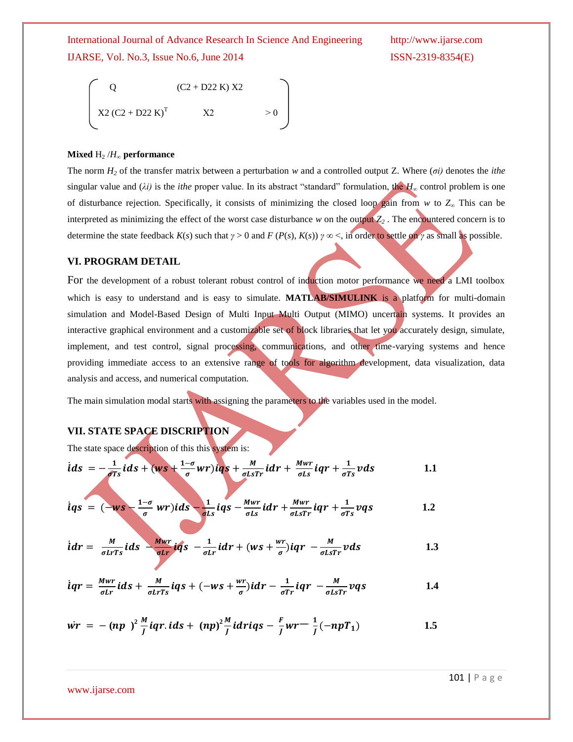$$
\begin{pmatrix} Q & (C2 + D22\,K)\,X2 \\ X2\,(C2 + D22\,K)^T & X2 \end{pmatrix} > 0
$$

**Mixed** $H_2 / H_\infty$ **performance**

The norm $H_2$ of the transfer matrix between a perturbation $w$ and a controlled output Z. Where ($\sigma i$) denotes the *ithe* singular value and ($\lambda i$) is the *ithe* proper value. In its abstract "standard" formulation, the $H_\infty$ control problem is one of disturbance rejection. Specifically, it consists of minimizing the closed loop gain from $w$ to $Z_\infty$ This can be interpreted as minimizing the effect of the worst case disturbance $w$ on the output $Z_2$ . The encountered concern is to determine the state feedback $K(s)$ such that $\gamma > 0$ and $F(P(s), K(s))\ \gamma\ \infty <$, in order to settle on $\gamma$ as small as possible.

## VI. PROGRAM DETAIL

For the development of a robust tolerant robust control of induction motor performance we need a LMI toolbox which is easy to understand and is easy to simulate. **MATLAB/SIMULINK** is a platform for multi-domain simulation and Model-Based Design of Multi Input Multi Output (MIMO) uncertain systems. It provides an interactive graphical environment and a customizable set of block libraries that let you accurately design, simulate, implement, and test control, signal processing, communications, and other time-varying systems and hence providing immediate access to an extensive range of tools for algorithm development, data visualization, data analysis and access, and numerical computation.

The main simulation modal starts with assigning the parameters to the variables used in the model.

## VII. STATE SPACE DISCRIPTION

The state space description of this this system is:

$$\dot{ids} = -\frac{1}{\sigma Ts} ids + \left(ws + \frac{1-\sigma}{\sigma} wr\right) iqs + \frac{M}{\sigma Ls Tr} idr + \frac{Mwr}{\sigma Ls} iqr + \frac{1}{\sigma Ts} vds \qquad 1.1$$

$$\dot{iqs} = \left(-ws - \frac{1-\sigma}{\sigma} wr\right) ids - \frac{1}{\sigma Ls} iqs - \frac{Mwr}{\sigma Ls} idr + \frac{Mwr}{\sigma Ls Tr} iqr + \frac{1}{\sigma Ts} vqs \qquad 1.2$$

$$\dot{idr} = \frac{M}{\sigma Lr Ts} ids - \frac{Mwr}{\sigma Lr} iqs - \frac{1}{\sigma Lr} idr + \left(ws + \frac{wr}{\sigma}\right) iqr - \frac{M}{\sigma Ls Tr} vds \qquad 1.3$$

$$\dot{iqr} = \frac{Mwr}{\sigma Lr} ids + \frac{M}{\sigma Lr Ts} iqs + \left(-ws + \frac{wr}{\sigma}\right) idr - \frac{1}{\sigma Tr} iqr - \frac{M}{\sigma Ls Tr} vqs \qquad 1.4$$

$$\dot{wr} = -(np)^2 \frac{M}{J} iqr.ids + (np)^2 \frac{M}{J} idriqs - \frac{F}{J} wr - \frac{1}{J}(-npT_1) \qquad 1.5$$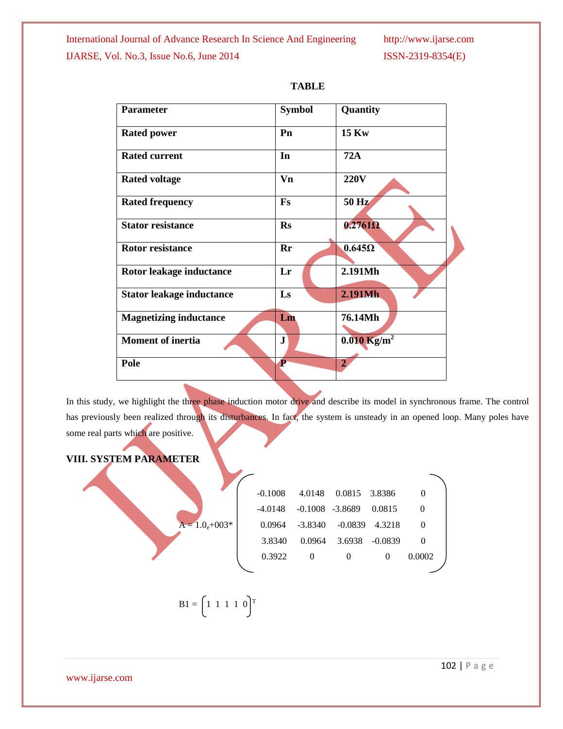**TABLE**

| Parameter | Symbol | Quantity |
|---|---|---|
| Rated power | Pn | 15 Kw |
| Rated current | In | 72A |
| Rated voltage | Vn | 220V |
| Rated frequency | Fs | 50 Hz |
| Stator resistance | Rs | 0.2761Ω |
| Rotor resistance | Rr | 0.645Ω |
| Rotor leakage inductance | Lr | 2.191Mh |
| Stator leakage inductance | Ls | 2.191Mh |
| Magnetizing inductance | Lm | 76.14Mh |
| Moment of inertia | J | 0.010 Kg/m$^2$ |
| Pole | P | 2 |

In this study, we highlight the three phase induction motor drive and describe its model in synchronous frame. The control has previously been realized through its disturbances. In fact, the system is unsteady in an opened loop. Many poles have some real parts which are positive.

## VIII. SYSTEM PARAMETER

$$A = 1.0_e{+}003 * \begin{pmatrix} -0.1008 & 4.0148 & 0.0815 & 3.8386 & 0 \\ -4.0148 & -0.1008 & -3.8689 & 0.0815 & 0 \\ 0.0964 & -3.8340 & -0.0839 & 4.3218 & 0 \\ 3.8340 & 0.0964 & 3.6938 & -0.0839 & 0 \\ 0.3922 & 0 & 0 & 0 & 0.0002 \end{pmatrix}$$

$$B1 = \begin{pmatrix} 1 & 1 & 1 & 1 & 0 \end{pmatrix}^T$$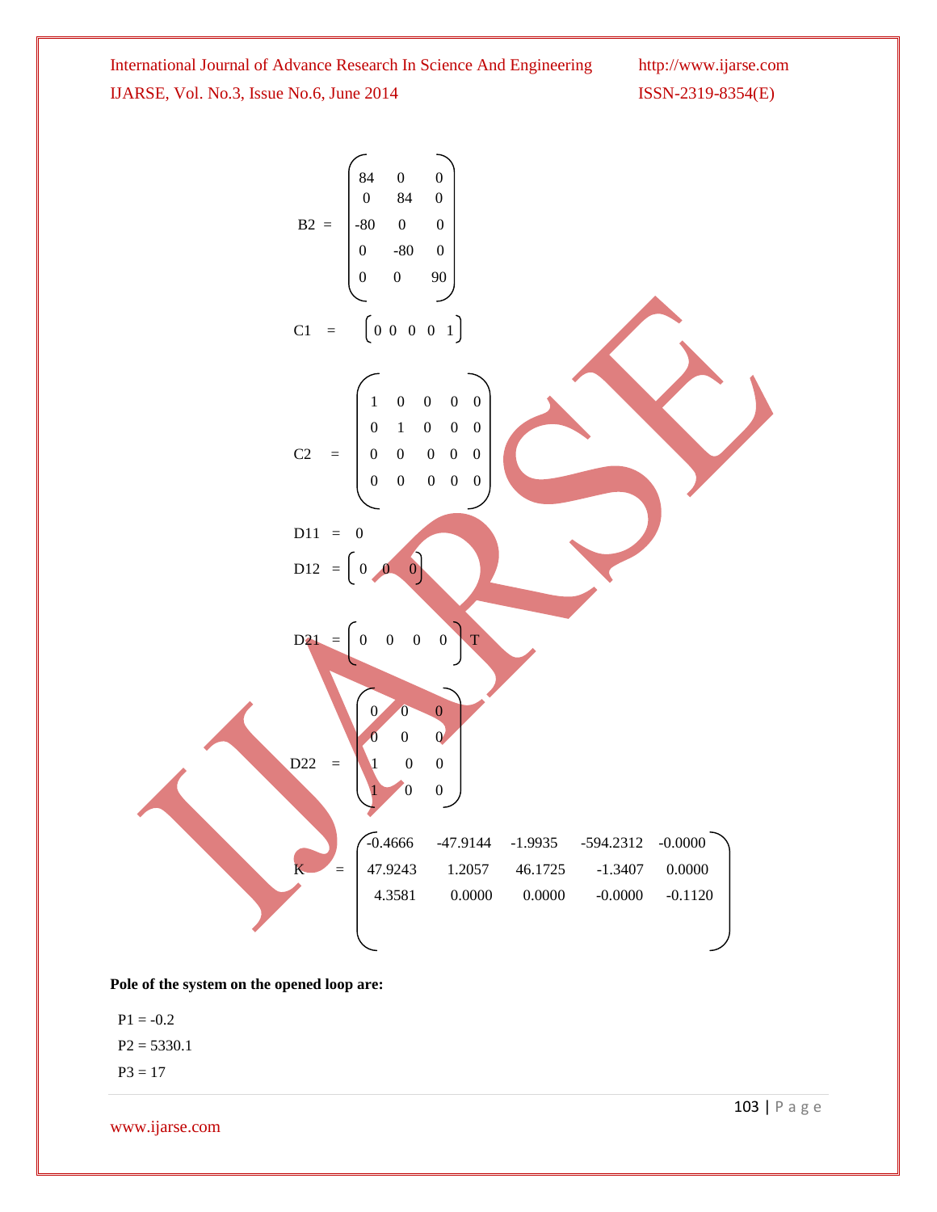$$B2 = \begin{pmatrix} 84 & 0 & 0 \\ 0 & 84 & 0 \\ -80 & 0 & 0 \\ 0 & -80 & 0 \\ 0 & 0 & 90 \end{pmatrix}$$

$$C1 = \begin{bmatrix} 0 & 0 & 0 & 0 & 1 \end{bmatrix}$$

$$C2 = \begin{pmatrix} 1 & 0 & 0 & 0 & 0 \\ 0 & 1 & 0 & 0 & 0 \\ 0 & 0 & 0 & 0 & 0 \\ 0 & 0 & 0 & 0 & 0 \end{pmatrix}$$

$$D11 = 0$$

$$D12 = \begin{bmatrix} 0 & 0 & 0 \end{bmatrix}$$

$$D21 = \begin{bmatrix} 0 & 0 & 0 & 0 \end{bmatrix}^T$$

$$D22 = \begin{pmatrix} 0 & 0 & 0 \\ 0 & 0 & 0 \\ 1 & 0 & 0 \\ 1 & 0 & 0 \end{pmatrix}$$

$$K = \begin{pmatrix} -0.4666 & -47.9144 & -1.9935 & -594.2312 & -0.0000 \\ 47.9243 & 1.2057 & 46.1725 & -1.3407 & 0.0000 \\ 4.3581 & 0.0000 & 0.0000 & -0.0000 & -0.1120 \end{pmatrix}$$

**Pole of the system on the opened loop are:**

P1 = -0.2

P2 = 5330.1

P3 = 17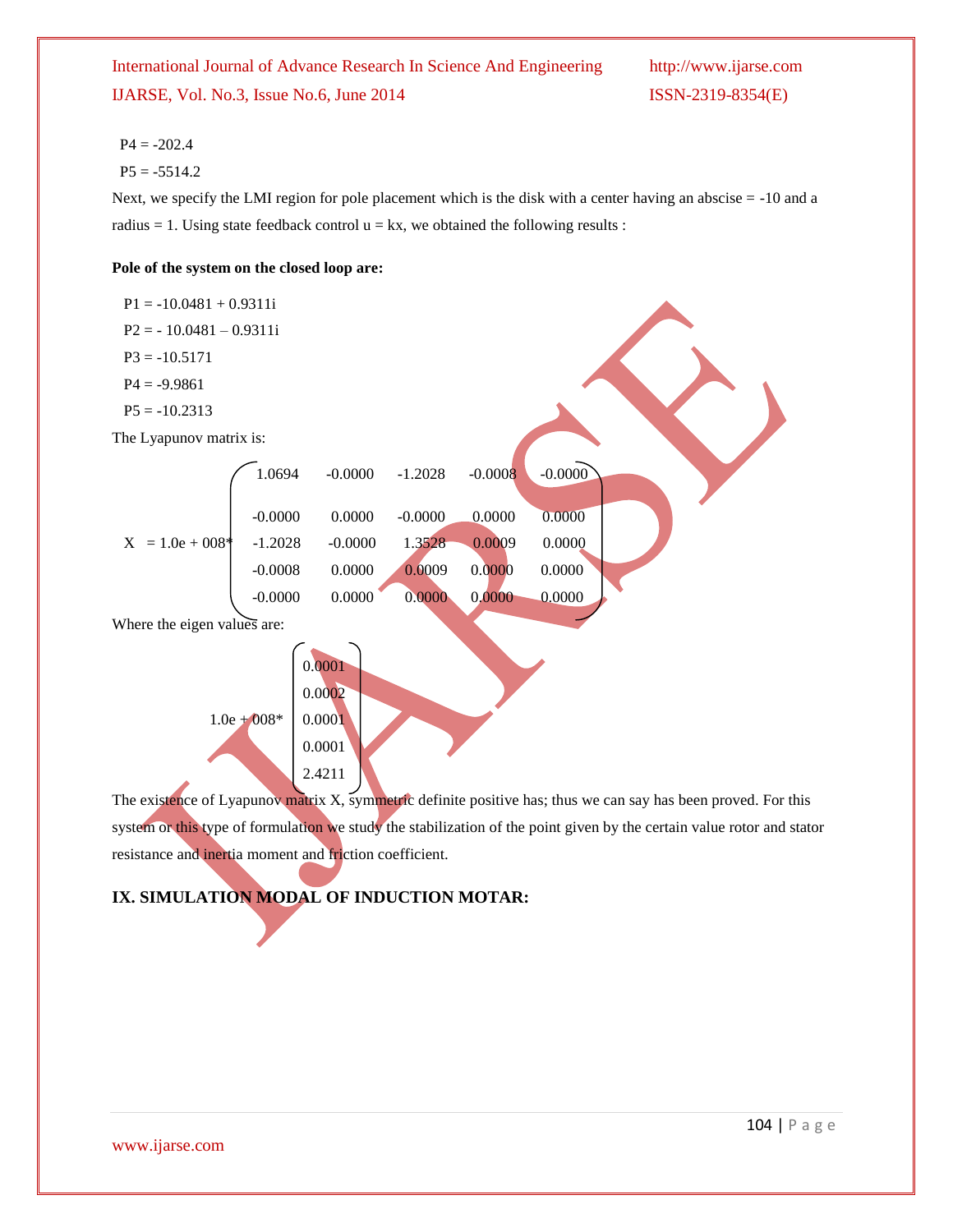P4 = -202.4

P5 = -5514.2

Next, we specify the LMI region for pole placement which is the disk with a center having an abscise = -10 and a radius = 1. Using state feedback control u = kx, we obtained the following results :

**Pole of the system on the closed loop are:**

P1 = -10.0481 + 0.9311i

P2 = - 10.0481 – 0.9311i

P3 = -10.5171

P4 = -9.9861

P5 = -10.2313

The Lyapunov matrix is:

$$X = 1.0e + 008 * \begin{pmatrix} 1.0694 & -0.0000 & -1.2028 & -0.0008 & -0.0000 \\ -0.0000 & 0.0000 & -0.0000 & 0.0000 & 0.0000 \\ -1.2028 & -0.0000 & 1.3528 & 0.0009 & 0.0000 \\ -0.0008 & 0.0000 & 0.0009 & 0.0000 & 0.0000 \\ -0.0000 & 0.0000 & 0.0000 & 0.0000 & 0.0000 \end{pmatrix}$$

Where the eigen values are:

$$1.0e + 008 * \begin{pmatrix} 0.0001 \\ 0.0002 \\ 0.0001 \\ 0.0001 \\ 2.4211 \end{pmatrix}$$

The existence of Lyapunov matrix X, symmetric definite positive has; thus we can say has been proved. For this system or this type of formulation we study the stabilization of the point given by the certain value rotor and stator resistance and inertia moment and friction coefficient.

## IX. SIMULATION MODAL OF INDUCTION MOTAR: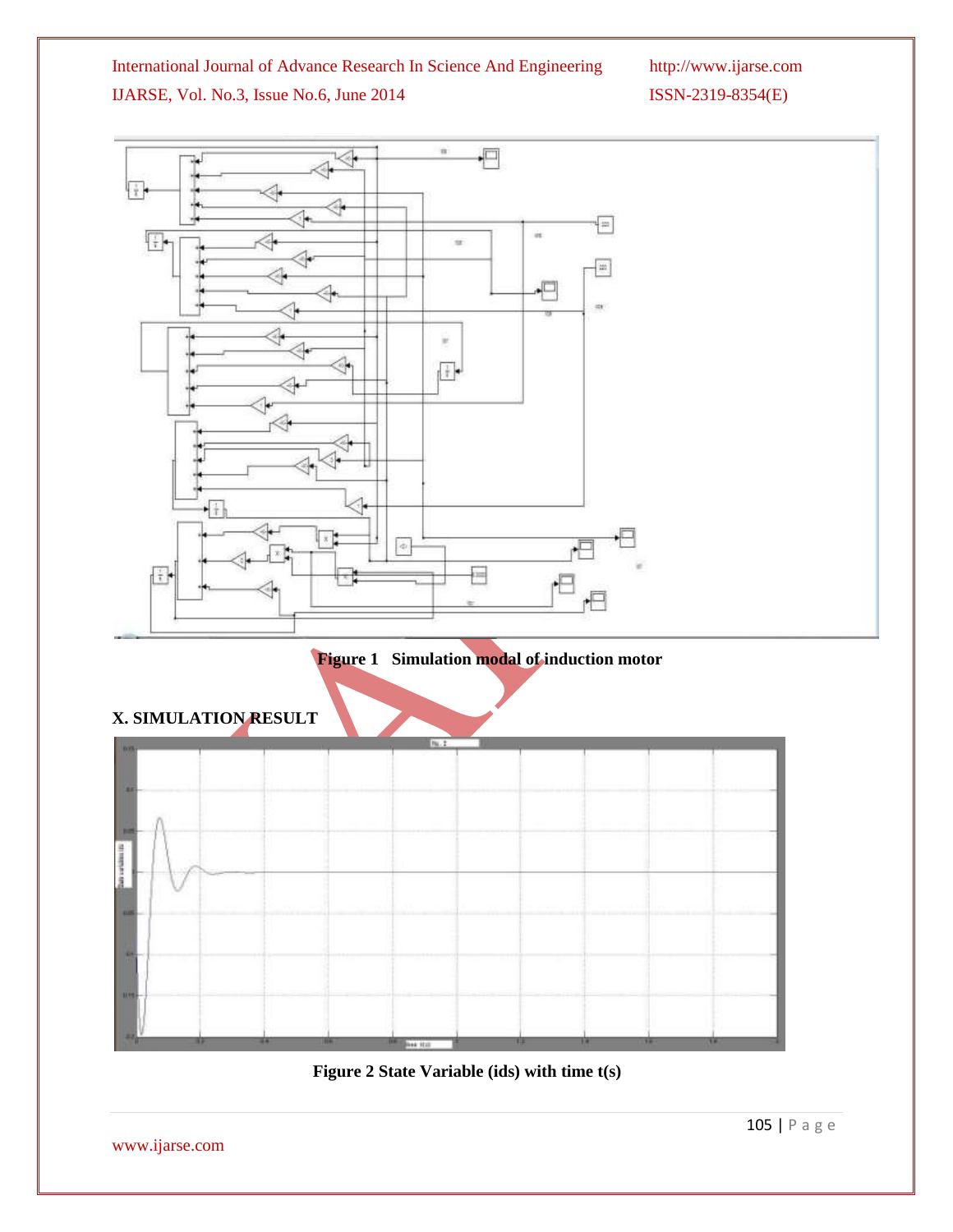Figure 1 Simulation modal of induction motor

## X. SIMULATION RESULT

Figure 2 State Variable (ids) with time t(s)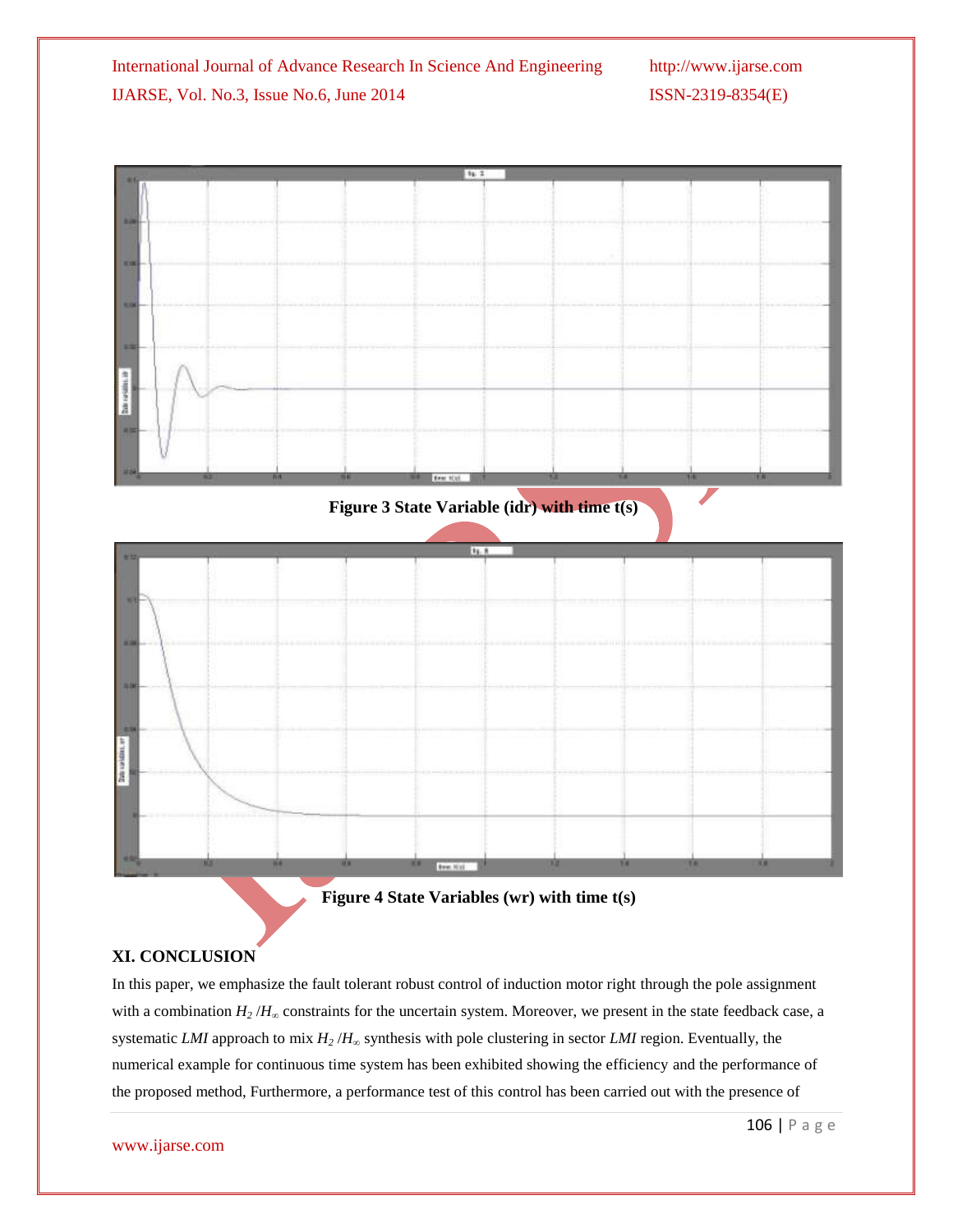Figure 3 State Variable (idr) with time t(s)

Figure 4 State Variables (wr) with time t(s)

## XI. CONCLUSION

In this paper, we emphasize the fault tolerant robust control of induction motor right through the pole assignment with a combination $H_2 /H_\infty$ constraints for the uncertain system. Moreover, we present in the state feedback case, a systematic *LMI* approach to mix $H_2 /H_\infty$ synthesis with pole clustering in sector *LMI* region. Eventually, the numerical example for continuous time system has been exhibited showing the efficiency and the performance of the proposed method, Furthermore, a performance test of this control has been carried out with the presence of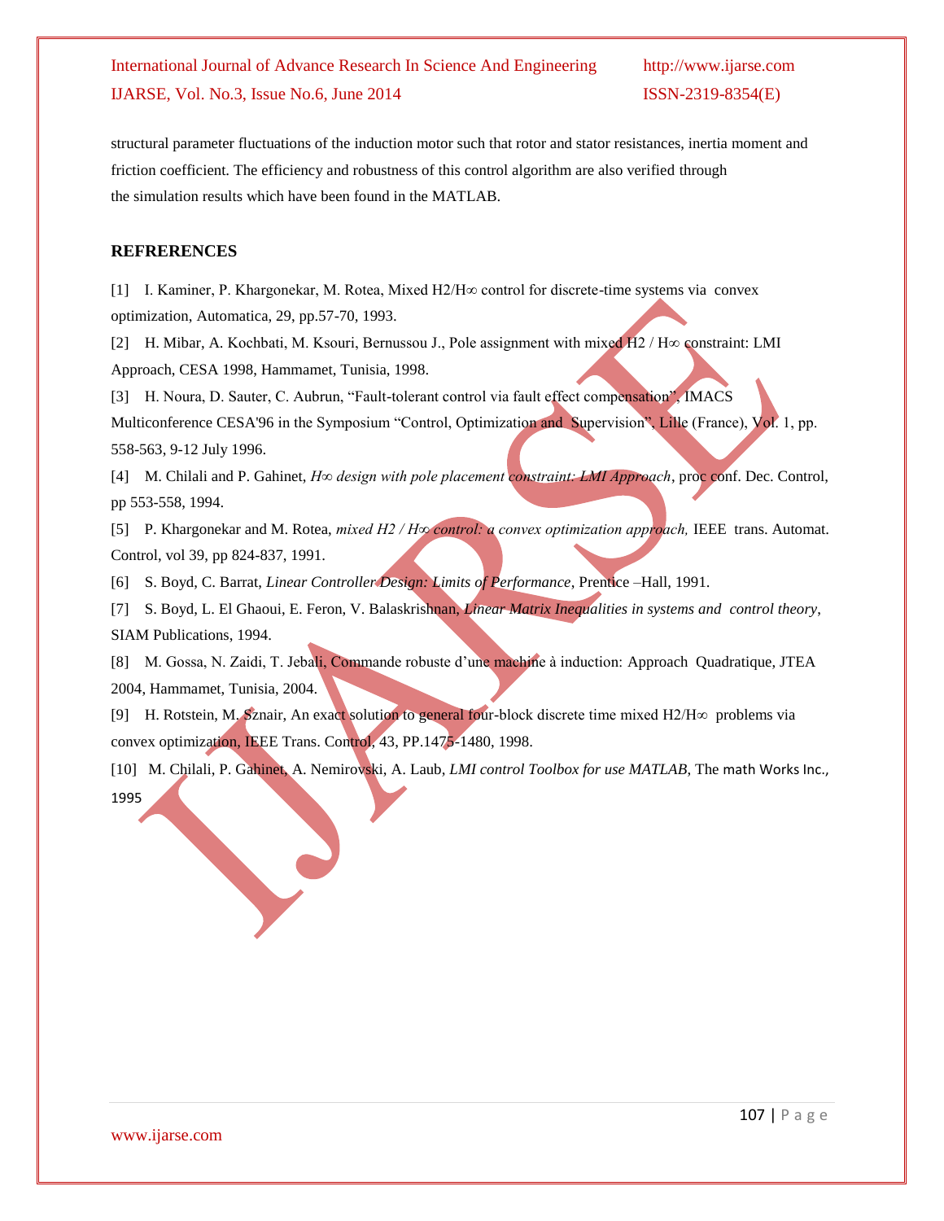structural parameter fluctuations of the induction motor such that rotor and stator resistances, inertia moment and friction coefficient. The efficiency and robustness of this control algorithm are also verified through the simulation results which have been found in the MATLAB.

## REFRERENCES

[1] I. Kaminer, P. Khargonekar, M. Rotea, Mixed H2/H∞ control for discrete-time systems via convex optimization, Automatica, 29, pp.57-70, 1993.

[2] H. Mibar, A. Kochbati, M. Ksouri, Bernussou J., Pole assignment with mixed H2 / H∞ constraint: LMI Approach, CESA 1998, Hammamet, Tunisia, 1998.

[3] H. Noura, D. Sauter, C. Aubrun, "Fault-tolerant control via fault effect compensation", IMACS Multiconference CESA'96 in the Symposium "Control, Optimization and Supervision", Lille (France), Vol. 1, pp. 558-563, 9-12 July 1996.

[4] M. Chilali and P. Gahinet, *H∞ design with pole placement constraint: LMI Approach*, proc conf. Dec. Control, pp 553-558, 1994.

[5] P. Khargonekar and M. Rotea, *mixed H2 / H∞ control: a convex optimization approach,* IEEE trans. Automat. Control, vol 39, pp 824-837, 1991.

[6] S. Boyd, C. Barrat, *Linear Controller Design: Limits of Performance*, Prentice –Hall, 1991.

[7] S. Boyd, L. El Ghaoui, E. Feron, V. Balaskrishnan, *Linear Matrix Inequalities in systems and control theory*, SIAM Publications, 1994.

[8] M. Gossa, N. Zaidi, T. Jebali, Commande robuste d'une machine à induction: Approach Quadratique, JTEA 2004, Hammamet, Tunisia, 2004.

[9] H. Rotstein, M. Sznair, An exact solution to general four-block discrete time mixed H2/H∞ problems via convex optimization, IEEE Trans. Control, 43, PP.1475-1480, 1998.

[10] M. Chilali, P. Gahinet, A. Nemirovski, A. Laub, *LMI control Toolbox for use MATLAB*, The math Works Inc., 1995